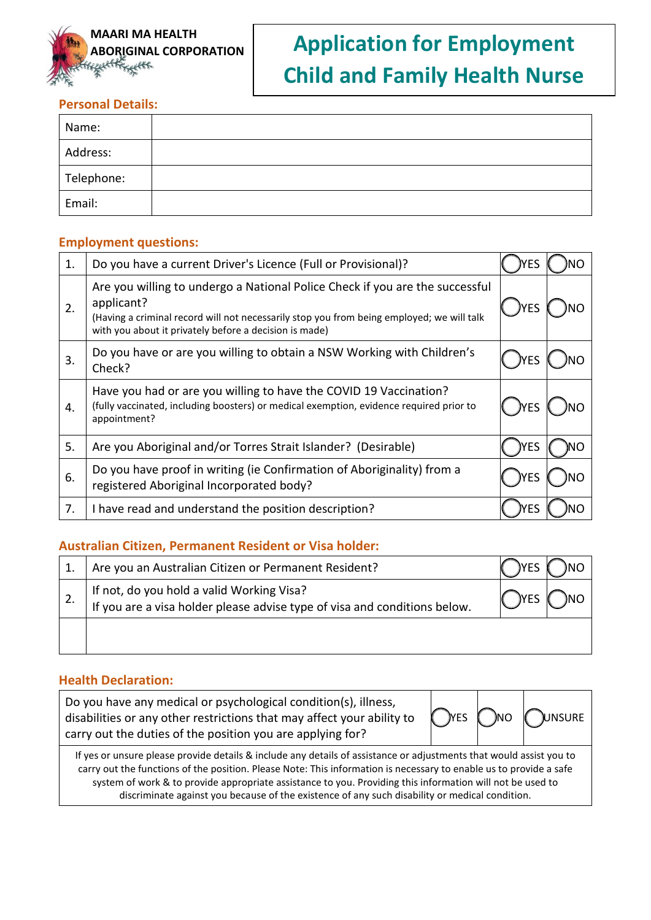MAARI MA HEALTH ABORIGINAL CORPORATION

# Application for Employment Child and Family Health Nurse

## Personal Details:

| Name: | |
|---|---|
| Address: | |
| Telephone: | |
| Email: | |

## Employment questions:

| | | | |
|---|---|---|---|
| 1. | Do you have a current Driver's Licence (Full or Provisional)? | ◯YES | ◯NO |
| 2. | Are you willing to undergo a National Police Check if you are the successful applicant? (Having a criminal record will not necessarily stop you from being employed; we will talk with you about it privately before a decision is made) | ◯YES | ◯NO |
| 3. | Do you have or are you willing to obtain a NSW Working with Children's Check? | ◯YES | ◯NO |
| 4. | Have you had or are you willing to have the COVID 19 Vaccination? (fully vaccinated, including boosters) or medical exemption, evidence required prior to appointment? | ◯YES | ◯NO |
| 5. | Are you Aboriginal and/or Torres Strait Islander? (Desirable) | ◯YES | ◯NO |
| 6. | Do you have proof in writing (ie Confirmation of Aboriginality) from a registered Aboriginal Incorporated body? | ◯YES | ◯NO |
| 7. | I have read and understand the position description? | ◯YES | ◯NO |

## Australian Citizen, Permanent Resident or Visa holder:

| | | | |
|---|---|---|---|
| 1. | Are you an Australian Citizen or Permanent Resident? | ◯YES | ◯NO |
| 2. | If not, do you hold a valid Working Visa? If you are a visa holder please advise type of visa and conditions below. | ◯YES | ◯NO |
| | | | |

## Health Declaration:

| | | | |
|---|---|---|---|
| Do you have any medical or psychological condition(s), illness, disabilities or any other restrictions that may affect your ability to carry out the duties of the position you are applying for? | ◯YES | ◯NO | ◯UNSURE |

If yes or unsure please provide details & include any details of assistance or adjustments that would assist you to carry out the functions of the position. Please Note: This information is necessary to enable us to provide a safe system of work & to provide appropriate assistance to you. Providing this information will not be used to discriminate against you because of the existence of any such disability or medical condition.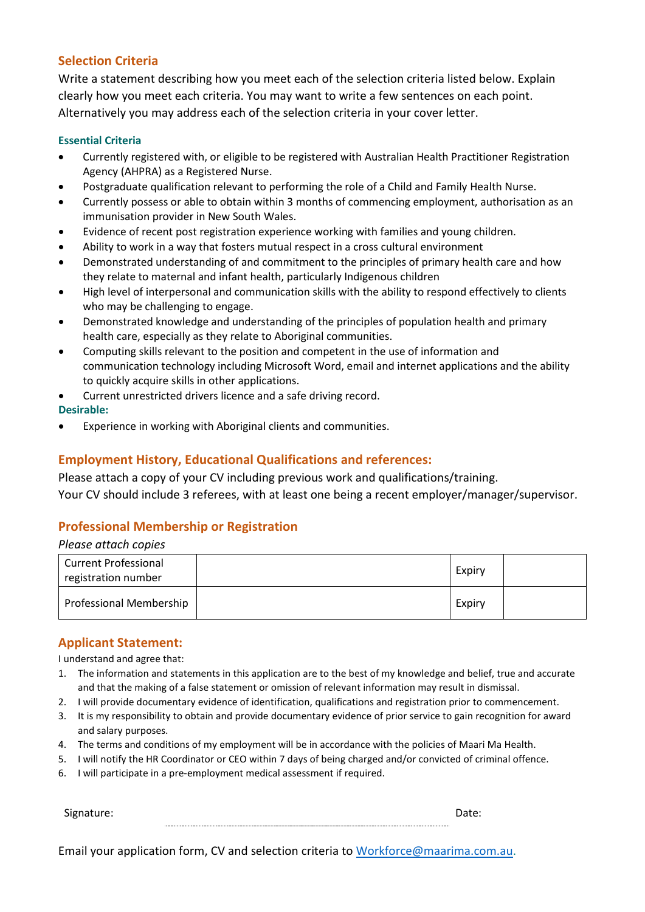## Selection Criteria

Write a statement describing how you meet each of the selection criteria listed below. Explain clearly how you meet each criteria. You may want to write a few sentences on each point. Alternatively you may address each of the selection criteria in your cover letter.

### Essential Criteria

- Currently registered with, or eligible to be registered with Australian Health Practitioner Registration Agency (AHPRA) as a Registered Nurse.
- Postgraduate qualification relevant to performing the role of a Child and Family Health Nurse.
- Currently possess or able to obtain within 3 months of commencing employment, authorisation as an immunisation provider in New South Wales.
- Evidence of recent post registration experience working with families and young children.
- Ability to work in a way that fosters mutual respect in a cross cultural environment
- Demonstrated understanding of and commitment to the principles of primary health care and how they relate to maternal and infant health, particularly Indigenous children
- High level of interpersonal and communication skills with the ability to respond effectively to clients who may be challenging to engage.
- Demonstrated knowledge and understanding of the principles of population health and primary health care, especially as they relate to Aboriginal communities.
- Computing skills relevant to the position and competent in the use of information and communication technology including Microsoft Word, email and internet applications and the ability to quickly acquire skills in other applications.
- Current unrestricted drivers licence and a safe driving record.

### Desirable:

- Experience in working with Aboriginal clients and communities.

## Employment History, Educational Qualifications and references:

Please attach a copy of your CV including previous work and qualifications/training.
Your CV should include 3 referees, with at least one being a recent employer/manager/supervisor.

## Professional Membership or Registration

*Please attach copies*

| | | | |
|---|---|---|---|
| Current Professional registration number | | Expiry | |
| Professional Membership | | Expiry | |

## Applicant Statement:

I understand and agree that:

1. The information and statements in this application are to the best of my knowledge and belief, true and accurate and that the making of a false statement or omission of relevant information may result in dismissal.
2. I will provide documentary evidence of identification, qualifications and registration prior to commencement.
3. It is my responsibility to obtain and provide documentary evidence of prior service to gain recognition for award and salary purposes.
4. The terms and conditions of my employment will be in accordance with the policies of Maari Ma Health.
5. I will notify the HR Coordinator or CEO within 7 days of being charged and/or convicted of criminal offence.
6. I will participate in a pre-employment medical assessment if required.

Signature: ______________________________ Date:

Email your application form, CV and selection criteria to [Workforce@maarima.com.au](mailto:Workforce@maarima.com.au).